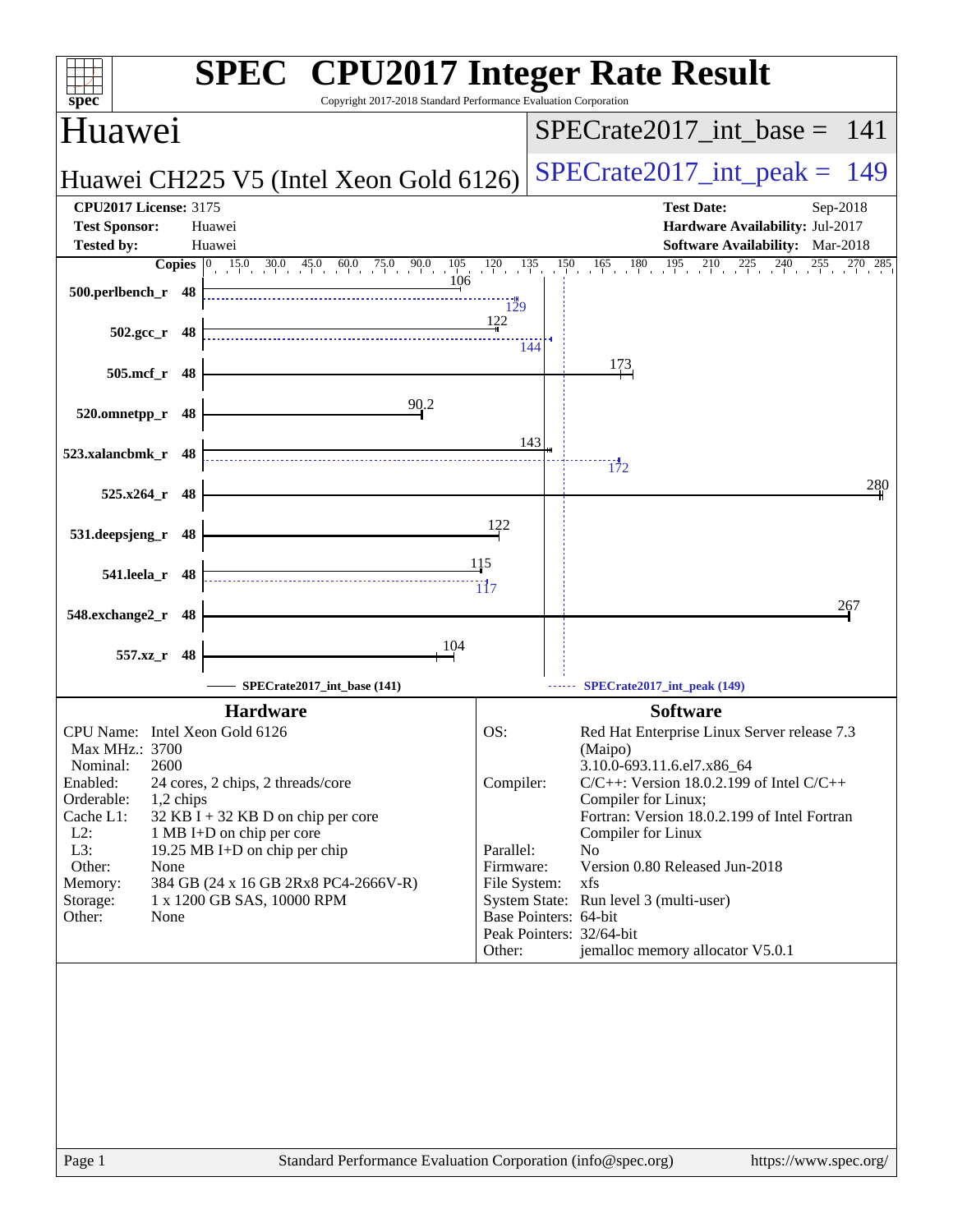# SPEC CPU2017 Integer Rate Result

Copyright 2017-2018 Standard Performance Evaluation Corporation

## Huawei

**Huawei CH225 V5 (Intel Xeon Gold 6126)**

SPECrate2017_int_base = 141

SPECrate2017_int_peak = 149

**CPU2017 License:** 3175
**Test Sponsor:** Huawei
**Tested by:** Huawei

**Test Date:** Sep-2018
**Hardware Availability:** Jul-2017
**Software Availability:** Mar-2018

| Benchmark | Copies | Base | Peak |
|---|---|---|---|
| 500.perlbench_r | 48 | 106 | 129 |
| 502.gcc_r | 48 | 122 | 144 |
| 505.mcf_r | 48 | 173 | |
| 520.omnetpp_r | 48 | 90.2 | |
| 523.xalancbmk_r | 48 | 143 | 172 |
| 525.x264_r | 48 | 280 | |
| 531.deepsjeng_r | 48 | 122 | |
| 541.leela_r | 48 | 115 | 117 |
| 548.exchange2_r | 48 | 267 | |
| 557.xz_r | 48 | 104 | |

SPECrate2017_int_base (141) — SPECrate2017_int_peak (149)

### Hardware

- **CPU Name:** Intel Xeon Gold 6126
- **Max MHz.:** 3700
- **Nominal:** 2600
- **Enabled:** 24 cores, 2 chips, 2 threads/core
- **Orderable:** 1,2 chips
- **Cache L1:** 32 KB I + 32 KB D on chip per core
- **L2:** 1 MB I+D on chip per core
- **L3:** 19.25 MB I+D on chip per chip
- **Other:** None
- **Memory:** 384 GB (24 x 16 GB 2Rx8 PC4-2666V-R)
- **Storage:** 1 x 1200 GB SAS, 10000 RPM
- **Other:** None

### Software

- **OS:** Red Hat Enterprise Linux Server release 7.3 (Maipo) 3.10.0-693.11.6.el7.x86_64
- **Compiler:** C/C++: Version 18.0.2.199 of Intel C/C++ Compiler for Linux; Fortran: Version 18.0.2.199 of Intel Fortran Compiler for Linux
- **Parallel:** No
- **Firmware:** Version 0.80 Released Jun-2018
- **File System:** xfs
- **System State:** Run level 3 (multi-user)
- **Base Pointers:** 64-bit
- **Peak Pointers:** 32/64-bit
- **Other:** jemalloc memory allocator V5.0.1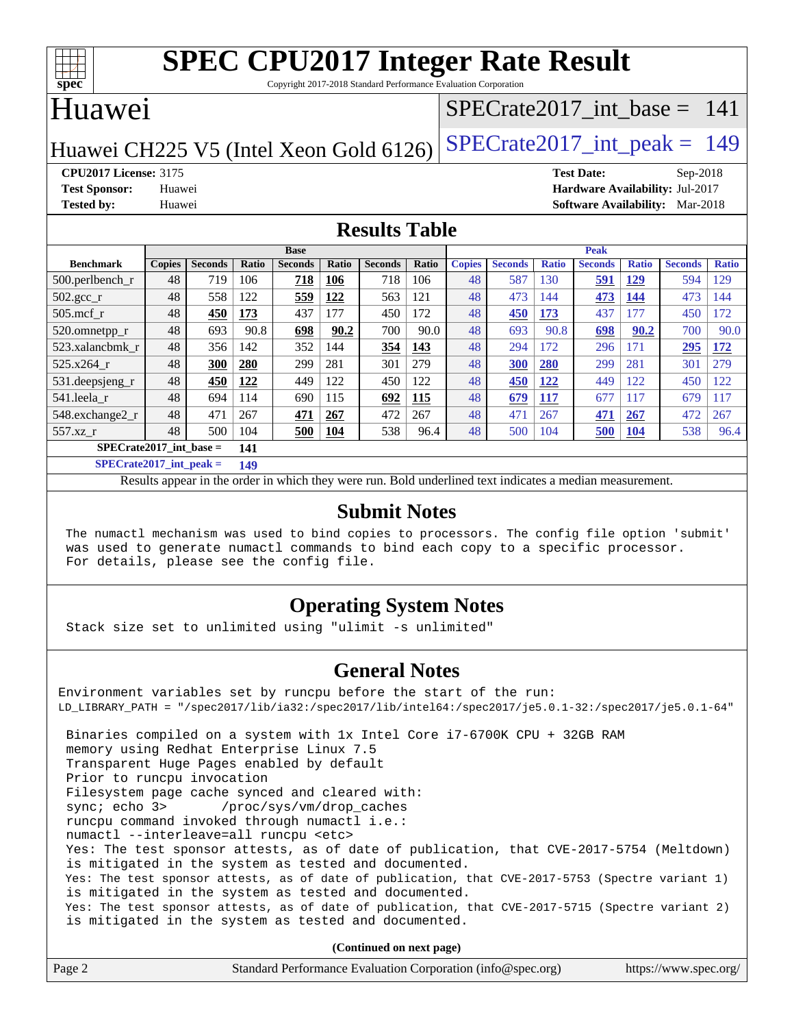# SPEC CPU2017 Integer Rate Result

Copyright 2017-2018 Standard Performance Evaluation Corporation

## Huawei

**Huawei CH225 V5 (Intel Xeon Gold 6126)**

SPECrate2017_int_base = 141

SPECrate2017_int_peak = 149

**CPU2017 License:** 3175
**Test Sponsor:** Huawei
**Tested by:** Huawei

**Test Date:** Sep-2018
**Hardware Availability:** Jul-2017
**Software Availability:** Mar-2018

## Results Table

| Benchmark | Base | | | | | | | Peak | | | | | | |
|---|---|---|---|---|---|---|---|---|---|---|---|---|---|---|
| | Copies | Seconds | Ratio | Seconds | Ratio | Seconds | Ratio | Copies | Seconds | Ratio | Seconds | Ratio | Seconds | Ratio |
| 500.perlbench_r | 48 | 719 | 106 | **718** | **106** | 718 | 106 | 48 | 587 | 130 | **591** | **129** | 594 | 129 |
| 502.gcc_r | 48 | 558 | 122 | **559** | **122** | 563 | 121 | 48 | 473 | 144 | **473** | **144** | 473 | 144 |
| 505.mcf_r | 48 | **450** | **173** | 437 | 177 | 450 | 172 | 48 | **450** | **173** | 437 | 177 | 450 | 172 |
| 520.omnetpp_r | 48 | 693 | 90.8 | **698** | **90.2** | 700 | 90.0 | 48 | 693 | 90.8 | **698** | **90.2** | 700 | 90.0 |
| 523.xalancbmk_r | 48 | 356 | 142 | 352 | 144 | **354** | **143** | 48 | 294 | 172 | 296 | 171 | **295** | **172** |
| 525.x264_r | 48 | **300** | **280** | 299 | 281 | 301 | 279 | 48 | **300** | **280** | 299 | 281 | 301 | 279 |
| 531.deepsjeng_r | 48 | **450** | **122** | 449 | 122 | 450 | 122 | 48 | **450** | **122** | 449 | 122 | 450 | 122 |
| 541.leela_r | 48 | 694 | 114 | 690 | 115 | **692** | **115** | 48 | **679** | **117** | 677 | 117 | 679 | 117 |
| 548.exchange2_r | 48 | 471 | 267 | **471** | **267** | 472 | 267 | 48 | 471 | 267 | **471** | **267** | 472 | 267 |
| 557.xz_r | 48 | 500 | 104 | **500** | **104** | 538 | 96.4 | 48 | 500 | 104 | **500** | **104** | 538 | 96.4 |

**SPECrate2017_int_base = 141**

**SPECrate2017_int_peak = 149**

Results appear in the order in which they were run. Bold underlined text indicates a median measurement.

## Submit Notes

```
The numactl mechanism was used to bind copies to processors. The config file option 'submit'
was used to generate numactl commands to bind each copy to a specific processor.
For details, please see the config file.
```

## Operating System Notes

```
Stack size set to unlimited using "ulimit -s unlimited"
```

## General Notes

```
Environment variables set by runcpu before the start of the run:
LD_LIBRARY_PATH = "/spec2017/lib/ia32:/spec2017/lib/intel64:/spec2017/je5.0.1-32:/spec2017/je5.0.1-64"

 Binaries compiled on a system with 1x Intel Core i7-6700K CPU + 32GB RAM
 memory using Redhat Enterprise Linux 7.5
 Transparent Huge Pages enabled by default
 Prior to runcpu invocation
 Filesystem page cache synced and cleared with:
 sync; echo 3>       /proc/sys/vm/drop_caches
 runcpu command invoked through numactl i.e.:
 numactl --interleave=all runcpu <etc>
 Yes: The test sponsor attests, as of date of publication, that CVE-2017-5754 (Meltdown)
 is mitigated in the system as tested and documented.
 Yes: The test sponsor attests, as of date of publication, that CVE-2017-5753 (Spectre variant 1)
 is mitigated in the system as tested and documented.
 Yes: The test sponsor attests, as of date of publication, that CVE-2017-5715 (Spectre variant 2)
 is mitigated in the system as tested and documented.
```

**(Continued on next page)**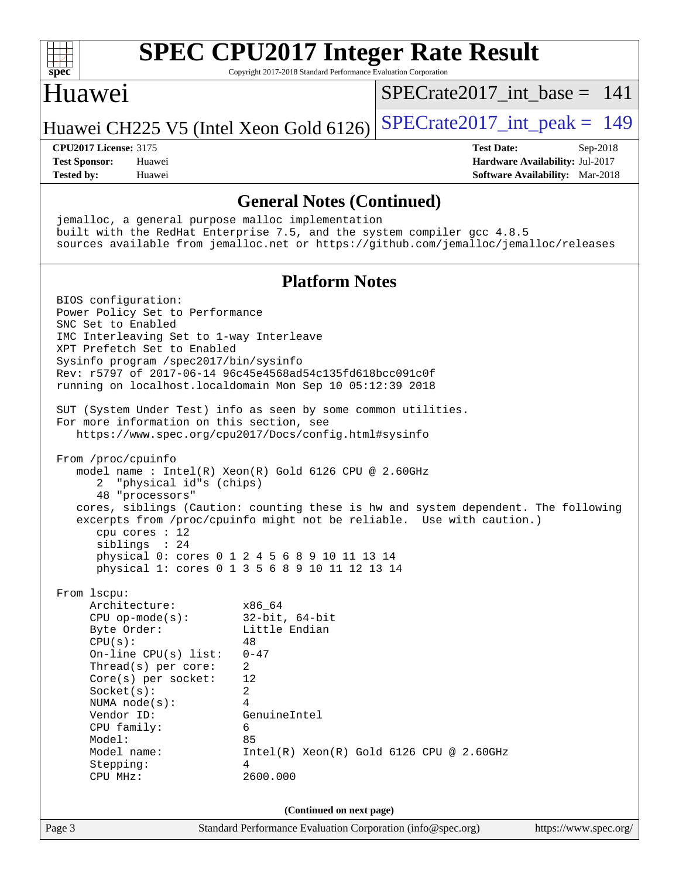## General Notes (Continued)

```
jemalloc, a general purpose malloc implementation
built with the RedHat Enterprise 7.5, and the system compiler gcc 4.8.5
sources available from jemalloc.net or https://github.com/jemalloc/jemalloc/releases
```

## Platform Notes

```
BIOS configuration:
Power Policy Set to Performance
SNC Set to Enabled
IMC Interleaving Set to 1-way Interleave
XPT Prefetch Set to Enabled
Sysinfo program /spec2017/bin/sysinfo
Rev: r5797 of 2017-06-14 96c45e4568ad54c135fd618bcc091c0f
running on localhost.localdomain Mon Sep 10 05:12:39 2018

SUT (System Under Test) info as seen by some common utilities.
For more information on this section, see
   https://www.spec.org/cpu2017/Docs/config.html#sysinfo

From /proc/cpuinfo
   model name : Intel(R) Xeon(R) Gold 6126 CPU @ 2.60GHz
      2  "physical id"s (chips)
      48 "processors"
   cores, siblings (Caution: counting these is hw and system dependent. The following
   excerpts from /proc/cpuinfo might not be reliable.  Use with caution.)
      cpu cores : 12
      siblings  : 24
      physical 0: cores 0 1 2 4 5 6 8 9 10 11 13 14
      physical 1: cores 0 1 3 5 6 8 9 10 11 12 13 14

From lscpu:
     Architecture:          x86_64
     CPU op-mode(s):        32-bit, 64-bit
     Byte Order:            Little Endian
     CPU(s):                48
     On-line CPU(s) list:   0-47
     Thread(s) per core:    2
     Core(s) per socket:    12
     Socket(s):             2
     NUMA node(s):          4
     Vendor ID:             GenuineIntel
     CPU family:            6
     Model:                 85
     Model name:            Intel(R) Xeon(R) Gold 6126 CPU @ 2.60GHz
     Stepping:              4
     CPU MHz:               2600.000
```

(Continued on next page)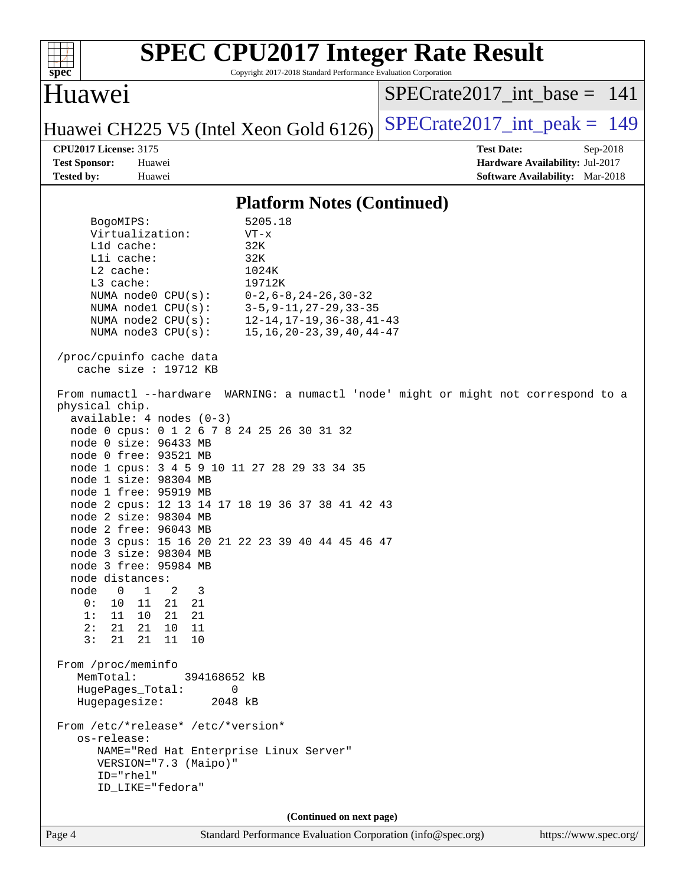## Platform Notes (Continued)

```
      BogoMIPS:              5205.18
      Virtualization:        VT-x
      L1d cache:             32K
      L1i cache:             32K
      L2 cache:              1024K
      L3 cache:              19712K
      NUMA node0 CPU(s):     0-2,6-8,24-26,30-32
      NUMA node1 CPU(s):     3-5,9-11,27-29,33-35
      NUMA node2 CPU(s):     12-14,17-19,36-38,41-43
      NUMA node3 CPU(s):     15,16,20-23,39,40,44-47

 /proc/cpuinfo cache data
    cache size : 19712 KB

 From numactl --hardware  WARNING: a numactl 'node' might or might not correspond to a
 physical chip.
   available: 4 nodes (0-3)
   node 0 cpus: 0 1 2 6 7 8 24 25 26 30 31 32
   node 0 size: 96433 MB
   node 0 free: 93521 MB
   node 1 cpus: 3 4 5 9 10 11 27 28 29 33 34 35
   node 1 size: 98304 MB
   node 1 free: 95919 MB
   node 2 cpus: 12 13 14 17 18 19 36 37 38 41 42 43
   node 2 size: 98304 MB
   node 2 free: 96043 MB
   node 3 cpus: 15 16 20 21 22 23 39 40 44 45 46 47
   node 3 size: 98304 MB
   node 3 free: 95984 MB
   node distances:
   node   0   1   2   3
     0:  10  11  21  21
     1:  11  10  21  21
     2:  21  21  10  11
     3:  21  21  11  10

 From /proc/meminfo
    MemTotal:       394168652 kB
    HugePages_Total:       0
    Hugepagesize:       2048 kB

 From /etc/*release* /etc/*version*
    os-release:
       NAME="Red Hat Enterprise Linux Server"
       VERSION="7.3 (Maipo)"
       ID="rhel"
       ID_LIKE="fedora"
```

**(Continued on next page)**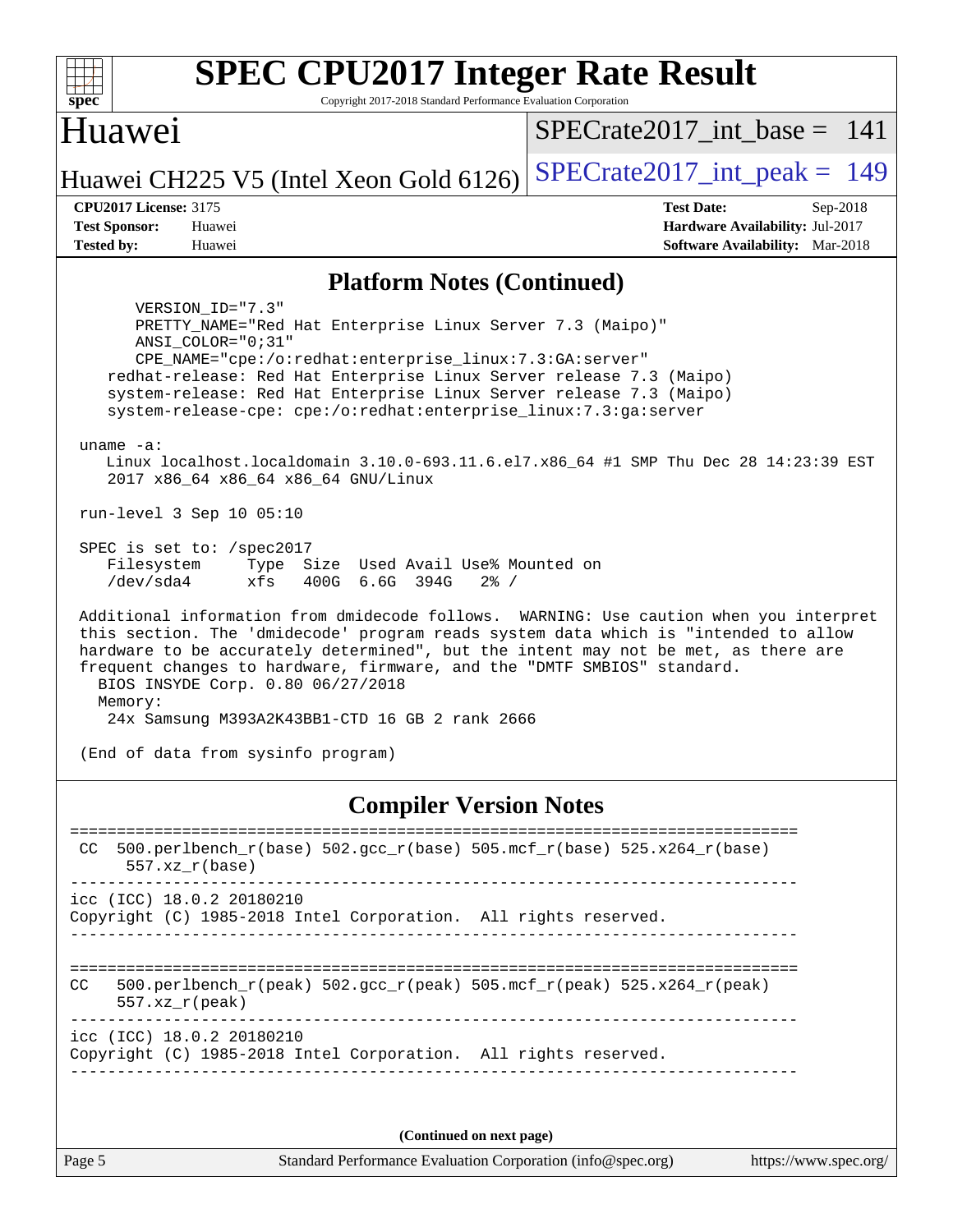## Platform Notes (Continued)

```
      VERSION_ID="7.3"
      PRETTY_NAME="Red Hat Enterprise Linux Server 7.3 (Maipo)"
      ANSI_COLOR="0;31"
      CPE_NAME="cpe:/o:redhat:enterprise_linux:7.3:GA:server"
   redhat-release: Red Hat Enterprise Linux Server release 7.3 (Maipo)
   system-release: Red Hat Enterprise Linux Server release 7.3 (Maipo)
   system-release-cpe: cpe:/o:redhat:enterprise_linux:7.3:ga:server

uname -a:
   Linux localhost.localdomain 3.10.0-693.11.6.el7.x86_64 #1 SMP Thu Dec 28 14:23:39 EST
   2017 x86_64 x86_64 x86_64 GNU/Linux

run-level 3 Sep 10 05:10

SPEC is set to: /spec2017
   Filesystem     Type  Size  Used Avail Use% Mounted on
   /dev/sda4      xfs   400G  6.6G  394G   2% /

Additional information from dmidecode follows.  WARNING: Use caution when you interpret
this section. The 'dmidecode' program reads system data which is "intended to allow
hardware to be accurately determined", but the intent may not be met, as there are
frequent changes to hardware, firmware, and the "DMTF SMBIOS" standard.
  BIOS INSYDE Corp. 0.80 06/27/2018
  Memory:
   24x Samsung M393A2K43BB1-CTD 16 GB 2 rank 2666

(End of data from sysinfo program)
```

## Compiler Version Notes

```
==============================================================================
 CC  500.perlbench_r(base) 502.gcc_r(base) 505.mcf_r(base) 525.x264_r(base)
      557.xz_r(base)
------------------------------------------------------------------------------
icc (ICC) 18.0.2 20180210
Copyright (C) 1985-2018 Intel Corporation.  All rights reserved.
------------------------------------------------------------------------------

==============================================================================
CC   500.perlbench_r(peak) 502.gcc_r(peak) 505.mcf_r(peak) 525.x264_r(peak)
      557.xz_r(peak)
------------------------------------------------------------------------------
icc (ICC) 18.0.2 20180210
Copyright (C) 1985-2018 Intel Corporation.  All rights reserved.
------------------------------------------------------------------------------
```

**(Continued on next page)**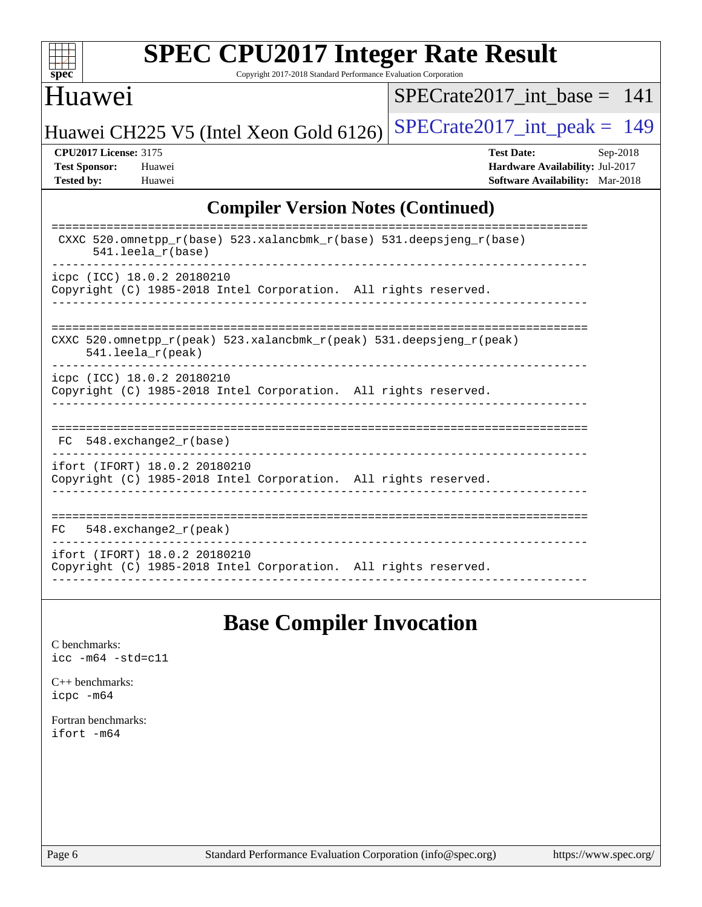## Compiler Version Notes (Continued)

```
==============================================================================
 CXXC 520.omnetpp_r(base) 523.xalancbmk_r(base) 531.deepsjeng_r(base)
      541.leela_r(base)
------------------------------------------------------------------------------
icpc (ICC) 18.0.2 20180210
Copyright (C) 1985-2018 Intel Corporation.  All rights reserved.
------------------------------------------------------------------------------

==============================================================================
CXXC 520.omnetpp_r(peak) 523.xalancbmk_r(peak) 531.deepsjeng_r(peak)
     541.leela_r(peak)
------------------------------------------------------------------------------
icpc (ICC) 18.0.2 20180210
Copyright (C) 1985-2018 Intel Corporation.  All rights reserved.
------------------------------------------------------------------------------

==============================================================================
 FC  548.exchange2_r(base)
------------------------------------------------------------------------------
ifort (IFORT) 18.0.2 20180210
Copyright (C) 1985-2018 Intel Corporation.  All rights reserved.
------------------------------------------------------------------------------

==============================================================================
FC   548.exchange2_r(peak)
------------------------------------------------------------------------------
ifort (IFORT) 18.0.2 20180210
Copyright (C) 1985-2018 Intel Corporation.  All rights reserved.
------------------------------------------------------------------------------
```

## Base Compiler Invocation

C benchmarks:
`icc -m64 -std=c11`

C++ benchmarks:
`icpc -m64`

Fortran benchmarks:
`ifort -m64`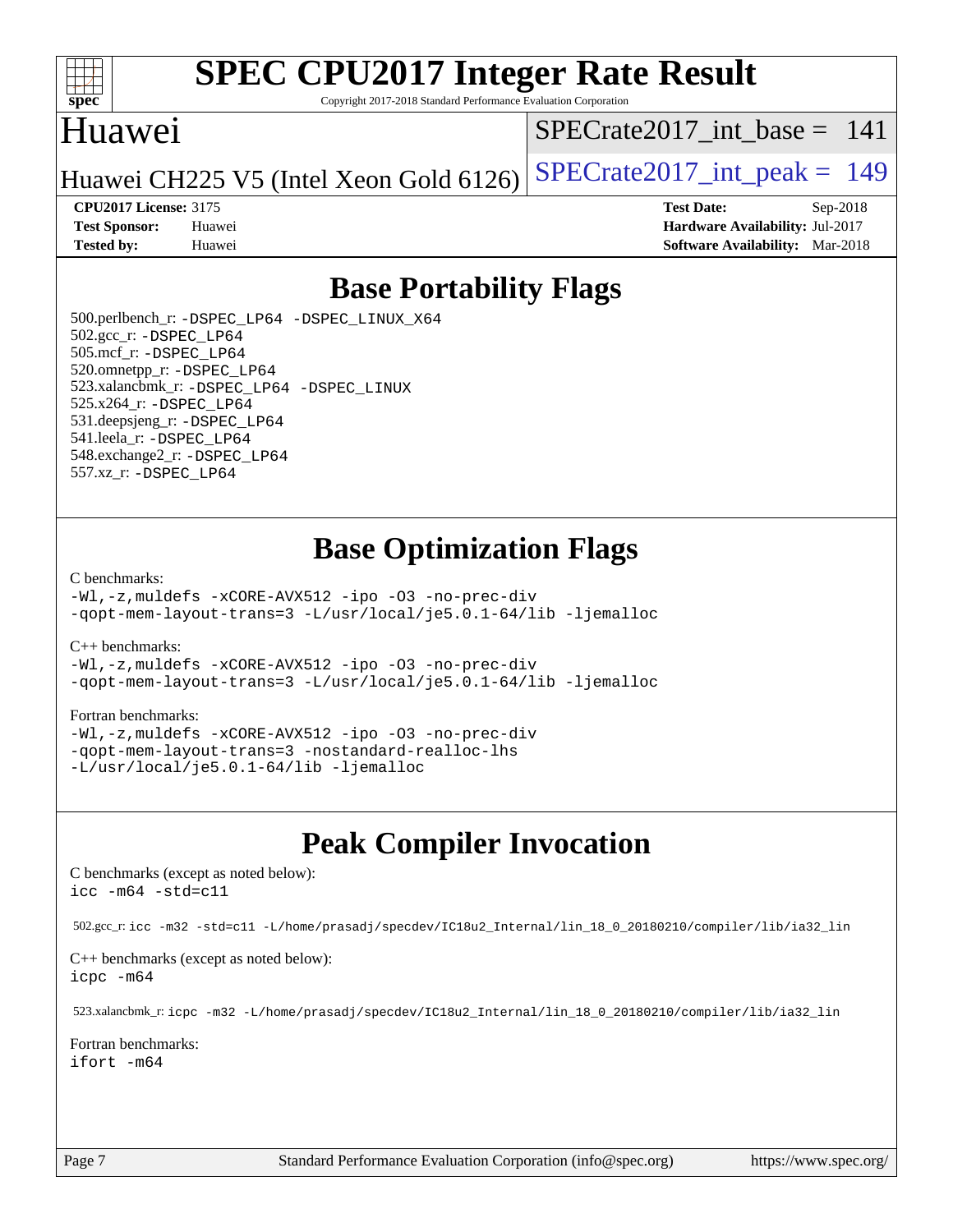# SPEC CPU2017 Integer Rate Result

Copyright 2017-2018 Standard Performance Evaluation Corporation

## Huawei

Huawei CH225 V5 (Intel Xeon Gold 6126)

SPECrate2017_int_base = 141

SPECrate2017_int_peak = 149

**CPU2017 License:** 3175
**Test Sponsor:** Huawei
**Tested by:** Huawei

**Test Date:** Sep-2018
**Hardware Availability:** Jul-2017
**Software Availability:** Mar-2018

## Base Portability Flags

500.perlbench_r: `-DSPEC_LP64 -DSPEC_LINUX_X64`
502.gcc_r: `-DSPEC_LP64`
505.mcf_r: `-DSPEC_LP64`
520.omnetpp_r: `-DSPEC_LP64`
523.xalancbmk_r: `-DSPEC_LP64 -DSPEC_LINUX`
525.x264_r: `-DSPEC_LP64`
531.deepsjeng_r: `-DSPEC_LP64`
541.leela_r: `-DSPEC_LP64`
548.exchange2_r: `-DSPEC_LP64`
557.xz_r: `-DSPEC_LP64`

## Base Optimization Flags

C benchmarks:

```
-Wl,-z,muldefs -xCORE-AVX512 -ipo -O3 -no-prec-div
-qopt-mem-layout-trans=3 -L/usr/local/je5.0.1-64/lib -ljemalloc
```

C++ benchmarks:

```
-Wl,-z,muldefs -xCORE-AVX512 -ipo -O3 -no-prec-div
-qopt-mem-layout-trans=3 -L/usr/local/je5.0.1-64/lib -ljemalloc
```

Fortran benchmarks:

```
-Wl,-z,muldefs -xCORE-AVX512 -ipo -O3 -no-prec-div
-qopt-mem-layout-trans=3 -nostandard-realloc-lhs
-L/usr/local/je5.0.1-64/lib -ljemalloc
```

## Peak Compiler Invocation

C benchmarks (except as noted below):

```
icc -m64 -std=c11
```

502.gcc_r: `icc -m32 -std=c11 -L/home/prasadj/specdev/IC18u2_Internal/lin_18_0_20180210/compiler/lib/ia32_lin`

C++ benchmarks (except as noted below):

```
icpc -m64
```

523.xalancbmk_r: `icpc -m32 -L/home/prasadj/specdev/IC18u2_Internal/lin_18_0_20180210/compiler/lib/ia32_lin`

Fortran benchmarks:

```
ifort -m64
```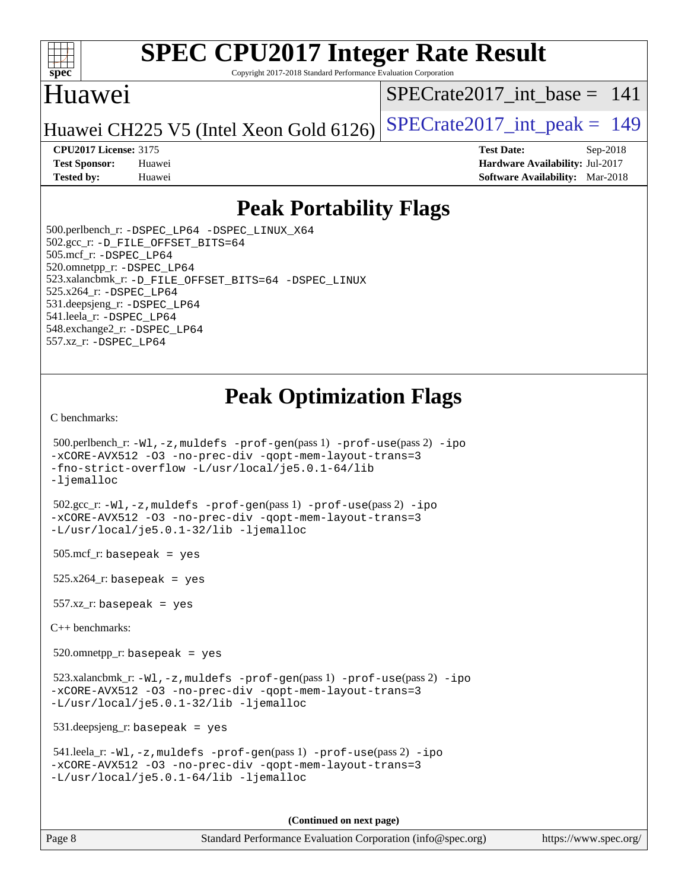# Peak Portability Flags

500.perlbench_r: -DSPEC_LP64 -DSPEC_LINUX_X64
502.gcc_r: -D_FILE_OFFSET_BITS=64
505.mcf_r: -DSPEC_LP64
520.omnetpp_r: -DSPEC_LP64
523.xalancbmk_r: -D_FILE_OFFSET_BITS=64 -DSPEC_LINUX
525.x264_r: -DSPEC_LP64
531.deepsjeng_r: -DSPEC_LP64
541.leela_r: -DSPEC_LP64
548.exchange2_r: -DSPEC_LP64
557.xz_r: -DSPEC_LP64

# Peak Optimization Flags

C benchmarks:

500.perlbench_r: -Wl,-z,muldefs -prof-gen(pass 1) -prof-use(pass 2) -ipo -xCORE-AVX512 -O3 -no-prec-div -qopt-mem-layout-trans=3 -fno-strict-overflow -L/usr/local/je5.0.1-64/lib -ljemalloc

502.gcc_r: -Wl,-z,muldefs -prof-gen(pass 1) -prof-use(pass 2) -ipo -xCORE-AVX512 -O3 -no-prec-div -qopt-mem-layout-trans=3 -L/usr/local/je5.0.1-32/lib -ljemalloc

505.mcf_r: basepeak = yes

525.x264_r: basepeak = yes

557.xz_r: basepeak = yes

C++ benchmarks:

520.omnetpp_r: basepeak = yes

523.xalancbmk_r: -Wl,-z,muldefs -prof-gen(pass 1) -prof-use(pass 2) -ipo -xCORE-AVX512 -O3 -no-prec-div -qopt-mem-layout-trans=3 -L/usr/local/je5.0.1-32/lib -ljemalloc

531.deepsjeng_r: basepeak = yes

541.leela_r: -Wl,-z,muldefs -prof-gen(pass 1) -prof-use(pass 2) -ipo -xCORE-AVX512 -O3 -no-prec-div -qopt-mem-layout-trans=3 -L/usr/local/je5.0.1-64/lib -ljemalloc

(Continued on next page)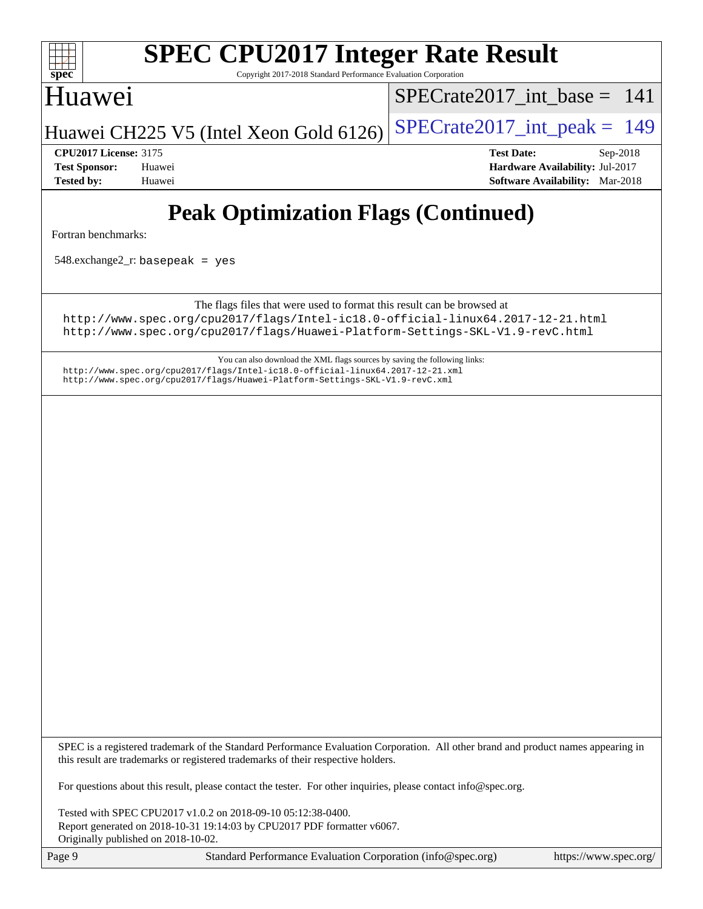# Peak Optimization Flags (Continued)

Fortran benchmarks:

548.exchange2_r: basepeak = yes

The flags files that were used to format this result can be browsed at
http://www.spec.org/cpu2017/flags/Intel-ic18.0-official-linux64.2017-12-21.html
http://www.spec.org/cpu2017/flags/Huawei-Platform-Settings-SKL-V1.9-revC.html

You can also download the XML flags sources by saving the following links:
http://www.spec.org/cpu2017/flags/Intel-ic18.0-official-linux64.2017-12-21.xml
http://www.spec.org/cpu2017/flags/Huawei-Platform-Settings-SKL-V1.9-revC.xml

SPEC is a registered trademark of the Standard Performance Evaluation Corporation. All other brand and product names appearing in this result are trademarks or registered trademarks of their respective holders.

For questions about this result, please contact the tester. For other inquiries, please contact info@spec.org.

Tested with SPEC CPU2017 v1.0.2 on 2018-09-10 05:12:38-0400.
Report generated on 2018-10-31 19:14:03 by CPU2017 PDF formatter v6067.
Originally published on 2018-10-02.